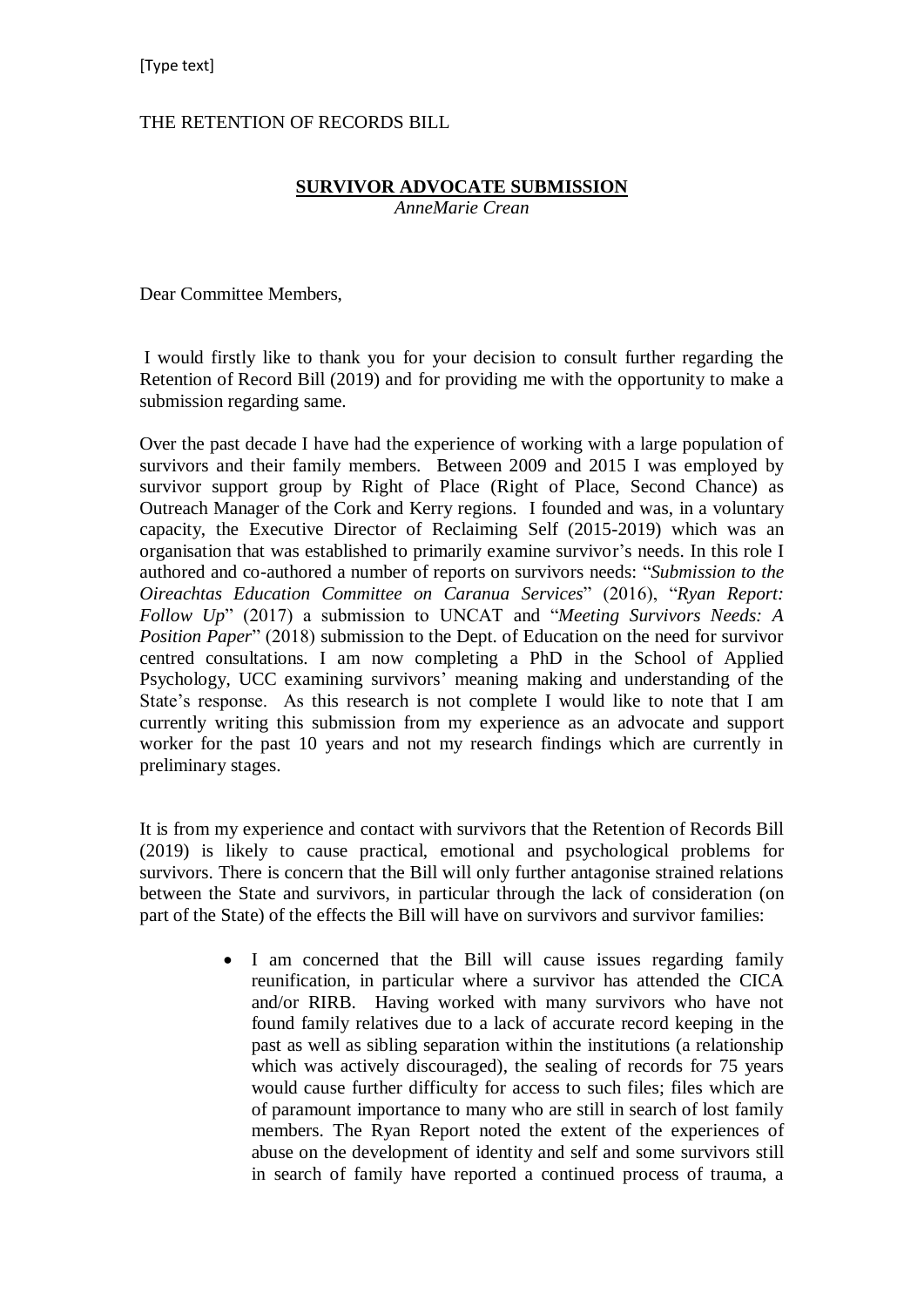THE RETENTION OF RECORDS BILL

**SURVIVOR ADVOCATE SUBMISSION**

*AnneMarie Crean*

Dear Committee Members,

I would firstly like to thank you for your decision to consult further regarding the Retention of Record Bill (2019) and for providing me with the opportunity to make a submission regarding same.

Over the past decade I have had the experience of working with a large population of survivors and their family members. Between 2009 and 2015 I was employed by survivor support group by Right of Place (Right of Place, Second Chance) as Outreach Manager of the Cork and Kerry regions. I founded and was, in a voluntary capacity, the Executive Director of Reclaiming Self (2015-2019) which was an organisation that was established to primarily examine survivor's needs. In this role I authored and co-authored a number of reports on survivors needs: "*Submission to the Oireachtas Education Committee on Caranua Services*" (2016), "*Ryan Report: Follow Up*" (2017) a submission to UNCAT and "*Meeting Survivors Needs: A Position Paper*" (2018) submission to the Dept. of Education on the need for survivor centred consultations. I am now completing a PhD in the School of Applied Psychology, UCC examining survivors' meaning making and understanding of the State's response. As this research is not complete I would like to note that I am currently writing this submission from my experience as an advocate and support worker for the past 10 years and not my research findings which are currently in preliminary stages.

It is from my experience and contact with survivors that the Retention of Records Bill (2019) is likely to cause practical, emotional and psychological problems for survivors. There is concern that the Bill will only further antagonise strained relations between the State and survivors, in particular through the lack of consideration (on part of the State) of the effects the Bill will have on survivors and survivor families:

- I am concerned that the Bill will cause issues regarding family reunification, in particular where a survivor has attended the CICA and/or RIRB. Having worked with many survivors who have not found family relatives due to a lack of accurate record keeping in the past as well as sibling separation within the institutions (a relationship which was actively discouraged), the sealing of records for 75 years would cause further difficulty for access to such files; files which are of paramount importance to many who are still in search of lost family members. The Ryan Report noted the extent of the experiences of abuse on the development of identity and self and some survivors still in search of family have reported a continued process of trauma, a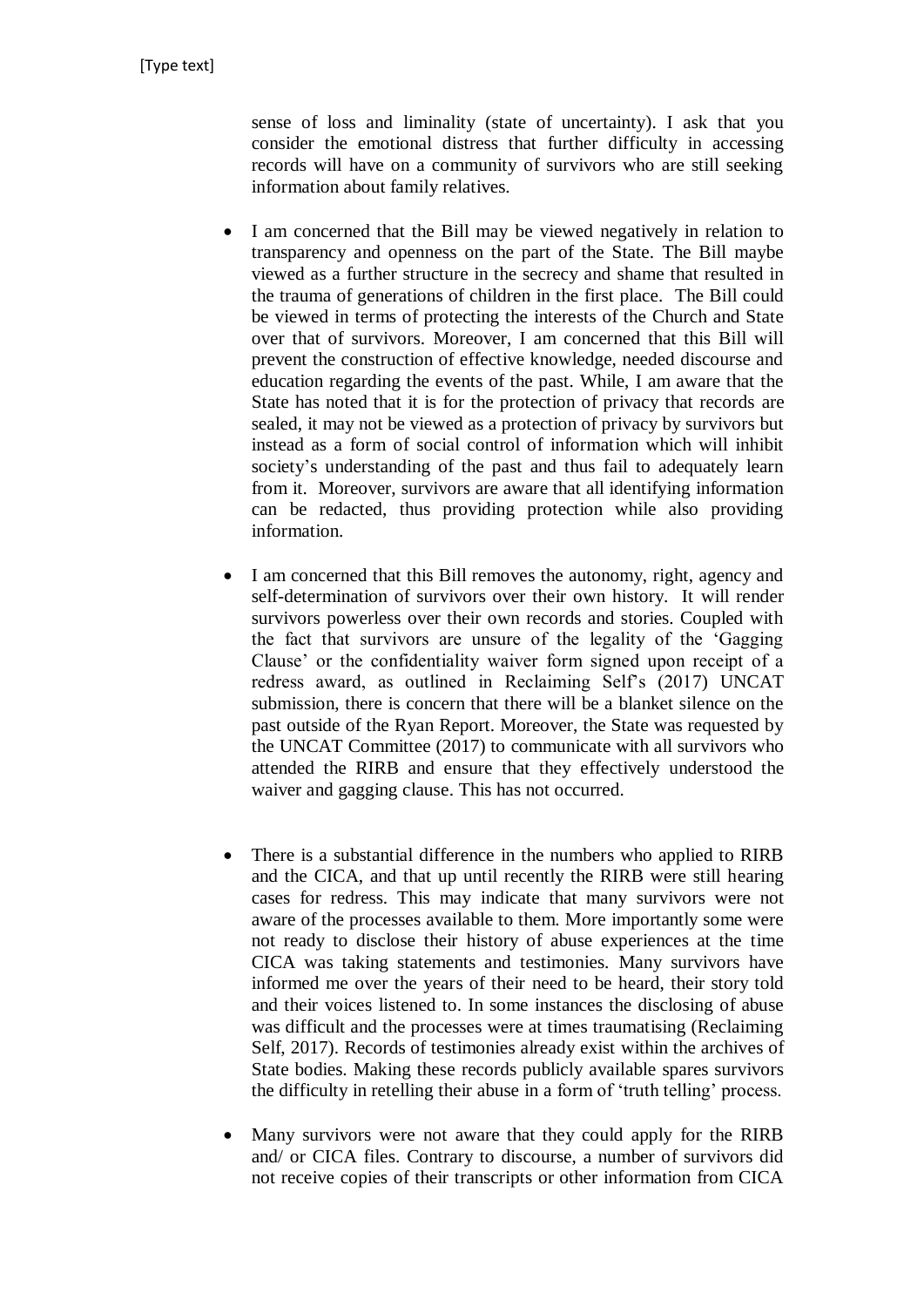sense of loss and liminality (state of uncertainty). I ask that you consider the emotional distress that further difficulty in accessing records will have on a community of survivors who are still seeking information about family relatives.

- I am concerned that the Bill may be viewed negatively in relation to transparency and openness on the part of the State. The Bill maybe viewed as a further structure in the secrecy and shame that resulted in the trauma of generations of children in the first place. The Bill could be viewed in terms of protecting the interests of the Church and State over that of survivors. Moreover, I am concerned that this Bill will prevent the construction of effective knowledge, needed discourse and education regarding the events of the past. While, I am aware that the State has noted that it is for the protection of privacy that records are sealed, it may not be viewed as a protection of privacy by survivors but instead as a form of social control of information which will inhibit society's understanding of the past and thus fail to adequately learn from it. Moreover, survivors are aware that all identifying information can be redacted, thus providing protection while also providing information.

- I am concerned that this Bill removes the autonomy, right, agency and self-determination of survivors over their own history. It will render survivors powerless over their own records and stories. Coupled with the fact that survivors are unsure of the legality of the 'Gagging Clause' or the confidentiality waiver form signed upon receipt of a redress award, as outlined in Reclaiming Self's (2017) UNCAT submission, there is concern that there will be a blanket silence on the past outside of the Ryan Report. Moreover, the State was requested by the UNCAT Committee (2017) to communicate with all survivors who attended the RIRB and ensure that they effectively understood the waiver and gagging clause. This has not occurred.

- There is a substantial difference in the numbers who applied to RIRB and the CICA, and that up until recently the RIRB were still hearing cases for redress. This may indicate that many survivors were not aware of the processes available to them. More importantly some were not ready to disclose their history of abuse experiences at the time CICA was taking statements and testimonies. Many survivors have informed me over the years of their need to be heard, their story told and their voices listened to. In some instances the disclosing of abuse was difficult and the processes were at times traumatising (Reclaiming Self, 2017). Records of testimonies already exist within the archives of State bodies. Making these records publicly available spares survivors the difficulty in retelling their abuse in a form of 'truth telling' process.

- Many survivors were not aware that they could apply for the RIRB and/ or CICA files. Contrary to discourse, a number of survivors did not receive copies of their transcripts or other information from CICA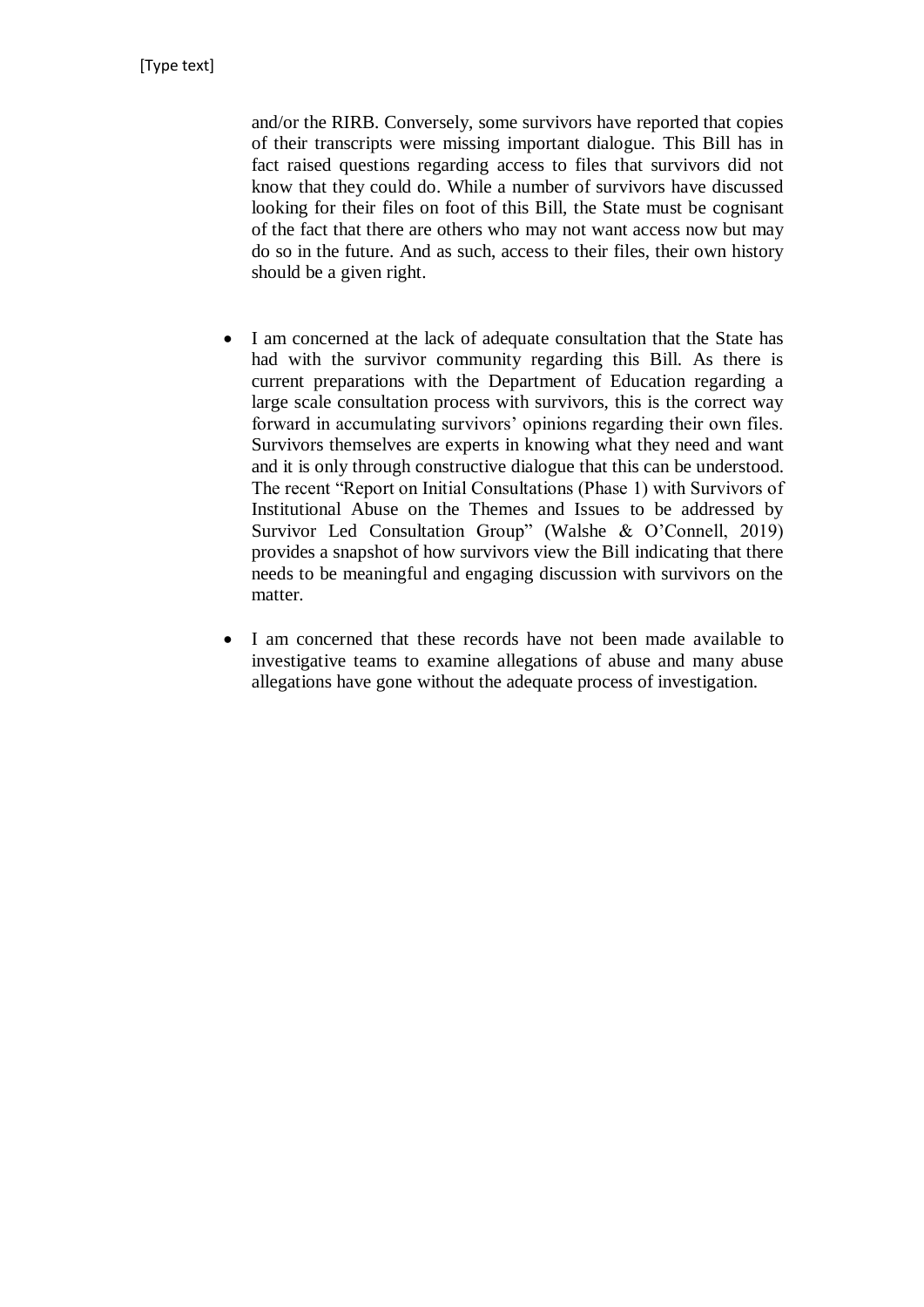and/or the RIRB. Conversely, some survivors have reported that copies of their transcripts were missing important dialogue. This Bill has in fact raised questions regarding access to files that survivors did not know that they could do. While a number of survivors have discussed looking for their files on foot of this Bill, the State must be cognisant of the fact that there are others who may not want access now but may do so in the future. And as such, access to their files, their own history should be a given right.

- I am concerned at the lack of adequate consultation that the State has had with the survivor community regarding this Bill. As there is current preparations with the Department of Education regarding a large scale consultation process with survivors, this is the correct way forward in accumulating survivors' opinions regarding their own files. Survivors themselves are experts in knowing what they need and want and it is only through constructive dialogue that this can be understood. The recent "Report on Initial Consultations (Phase 1) with Survivors of Institutional Abuse on the Themes and Issues to be addressed by Survivor Led Consultation Group" (Walshe & O'Connell, 2019) provides a snapshot of how survivors view the Bill indicating that there needs to be meaningful and engaging discussion with survivors on the matter.

- I am concerned that these records have not been made available to investigative teams to examine allegations of abuse and many abuse allegations have gone without the adequate process of investigation.